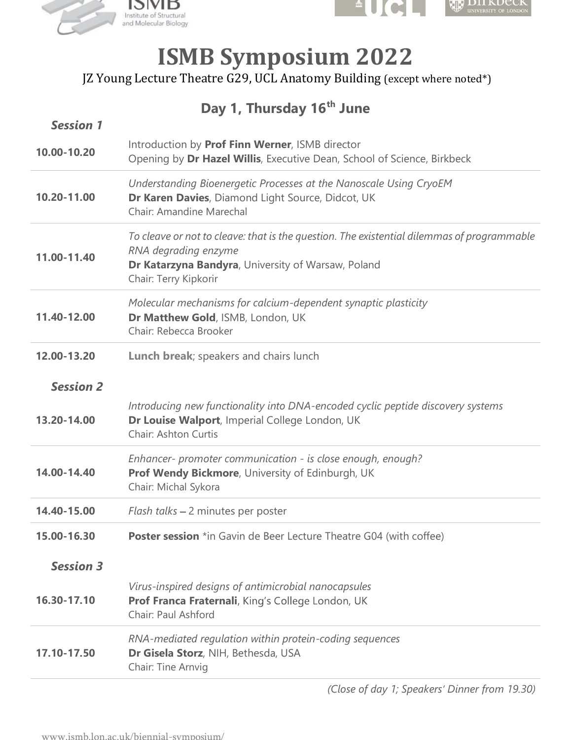# ISMB Symposium 2022

JZ Young Lecture Theatre G29, UCL Anatomy Building (except where noted*)

## Day 1, Thursday 16th June

### *Session 1*

| | |
|---|---|
| **10.00-10.20** | Introduction by **Prof Finn Werner**, ISMB director<br>Opening by **Dr Hazel Willis**, Executive Dean, School of Science, Birkbeck |
| **10.20-11.00** | *Understanding Bioenergetic Processes at the Nanoscale Using CryoEM*<br>**Dr Karen Davies**, Diamond Light Source, Didcot, UK<br>Chair: Amandine Marechal |
| **11.00-11.40** | *To cleave or not to cleave: that is the question. The existential dilemmas of programmable RNA degrading enzyme*<br>**Dr Katarzyna Bandyra**, University of Warsaw, Poland<br>Chair: Terry Kipkorir |
| **11.40-12.00** | *Molecular mechanisms for calcium-dependent synaptic plasticity*<br>**Dr Matthew Gold**, ISMB, London, UK<br>Chair: Rebecca Brooker |
| **12.00-13.20** | **Lunch break**; speakers and chairs lunch |

### *Session 2*

| | |
|---|---|
| **13.20-14.00** | *Introducing new functionality into DNA-encoded cyclic peptide discovery systems*<br>**Dr Louise Walport**, Imperial College London, UK<br>Chair: Ashton Curtis |
| **14.00-14.40** | *Enhancer- promoter communication - is close enough, enough?*<br>**Prof Wendy Bickmore**, University of Edinburgh, UK<br>Chair: Michal Sykora |
| **14.40-15.00** | *Flash talks* – 2 minutes per poster |
| **15.00-16.30** | **Poster session** *in Gavin de Beer Lecture Theatre G04 (with coffee) |

### *Session 3*

| | |
|---|---|
| **16.30-17.10** | *Virus-inspired designs of antimicrobial nanocapsules*<br>**Prof Franca Fraternali**, King's College London, UK<br>Chair: Paul Ashford |
| **17.10-17.50** | *RNA-mediated regulation within protein-coding sequences*<br>**Dr Gisela Storz**, NIH, Bethesda, USA<br>Chair: Tine Arnvig |

*(Close of day 1; Speakers' Dinner from 19.30)*

www.ismb.lon.ac.uk/biennial-symposium/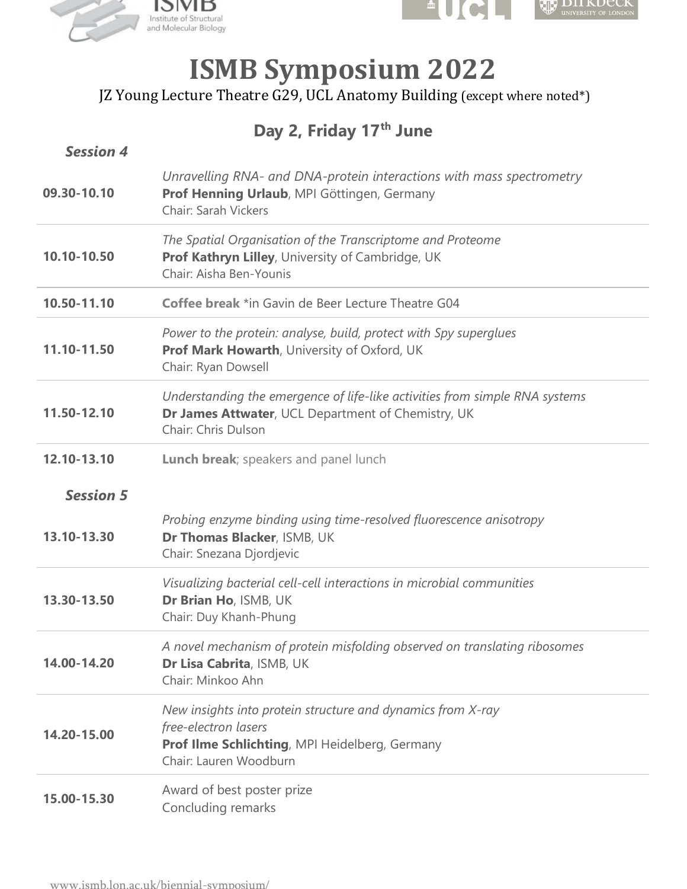# ISMB Symposium 2022

JZ Young Lecture Theatre G29, UCL Anatomy Building (except where noted*)

## Day 2, Friday 17th June

### *Session 4*

| | |
|---|---|
| **09.30-10.10** | *Unravelling RNA- and DNA-protein interactions with mass spectrometry*<br>**Prof Henning Urlaub**, MPI Göttingen, Germany<br>Chair: Sarah Vickers |
| **10.10-10.50** | *The Spatial Organisation of the Transcriptome and Proteome*<br>**Prof Kathryn Lilley**, University of Cambridge, UK<br>Chair: Aisha Ben-Younis |
| **10.50-11.10** | **Coffee break** *in Gavin de Beer Lecture Theatre G04 |
| **11.10-11.50** | *Power to the protein: analyse, build, protect with Spy superglues*<br>**Prof Mark Howarth**, University of Oxford, UK<br>Chair: Ryan Dowsell |
| **11.50-12.10** | *Understanding the emergence of life-like activities from simple RNA systems*<br>**Dr James Attwater**, UCL Department of Chemistry, UK<br>Chair: Chris Dulson |
| **12.10-13.10** | **Lunch break**; speakers and panel lunch |

### *Session 5*

| | |
|---|---|
| **13.10-13.30** | *Probing enzyme binding using time-resolved fluorescence anisotropy*<br>**Dr Thomas Blacker**, ISMB, UK<br>Chair: Snezana Djordjevic |
| **13.30-13.50** | *Visualizing bacterial cell-cell interactions in microbial communities*<br>**Dr Brian Ho**, ISMB, UK<br>Chair: Duy Khanh-Phung |
| **14.00-14.20** | *A novel mechanism of protein misfolding observed on translating ribosomes*<br>**Dr Lisa Cabrita**, ISMB, UK<br>Chair: Minkoo Ahn |
| **14.20-15.00** | *New insights into protein structure and dynamics from X-ray free-electron lasers*<br>**Prof Ilme Schlichting**, MPI Heidelberg, Germany<br>Chair: Lauren Woodburn |
| **15.00-15.30** | Award of best poster prize<br>Concluding remarks |

www.ismb.lon.ac.uk/biennial-symposium/